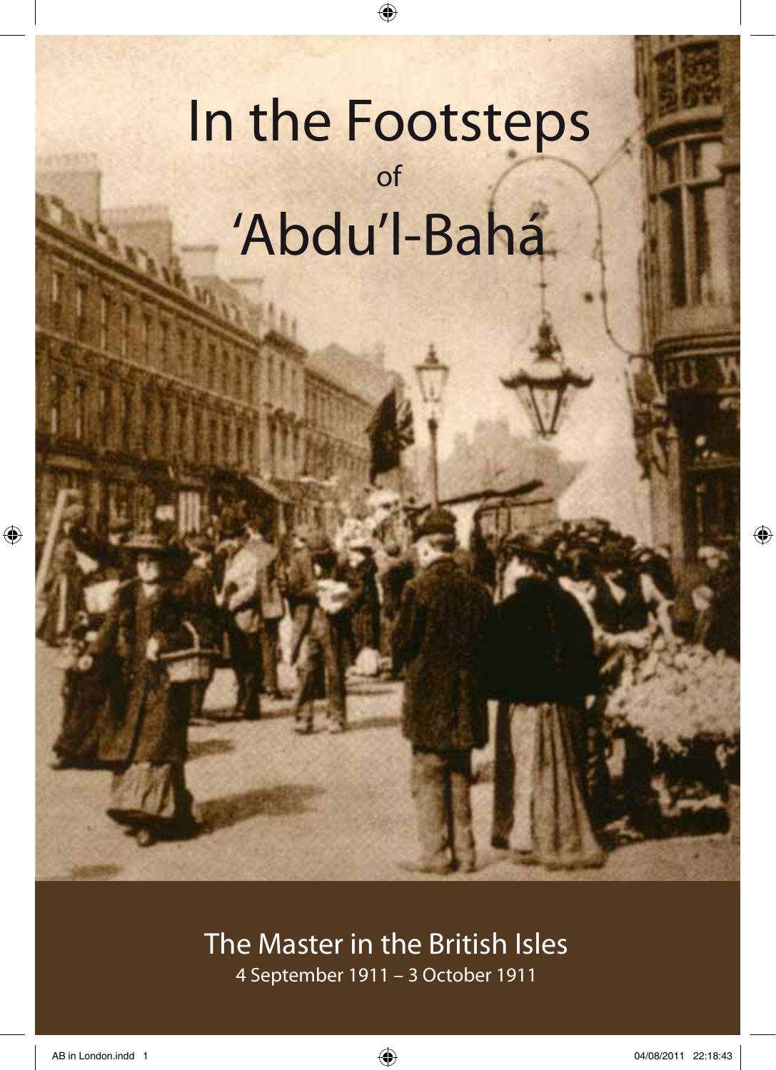# In the Footsteps of 'Abdu'l-Bahá

## The Master in the British Isles

4 September 1911 – 3 October 1911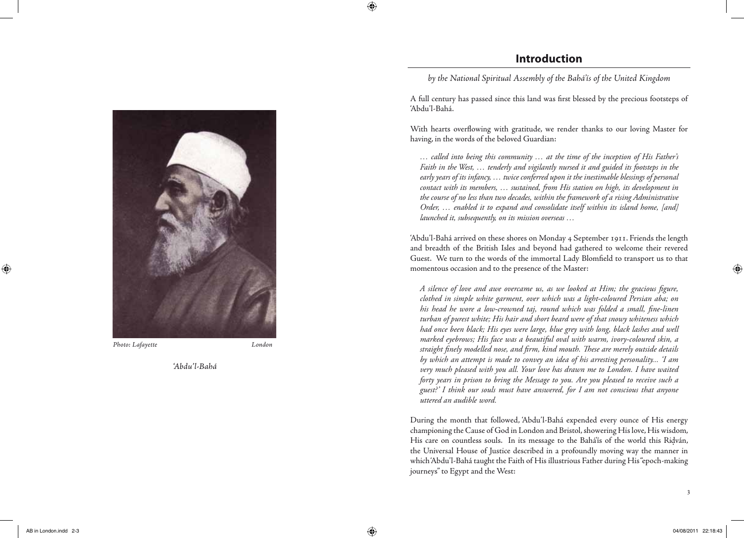Photo: *Lafayette* *London*

*'Abdu'l-Bahá*

## Introduction

*by the National Spiritual Assembly of the Bahá'ís of the United Kingdom*

A full century has passed since this land was first blessed by the precious footsteps of 'Abdu'l-Bahá.

With hearts overflowing with gratitude, we render thanks to our loving Master for having, in the words of the beloved Guardian:

> *… called into being this community … at the time of the inception of His Father's Faith in the West, … tenderly and vigilantly nursed it and guided its footsteps in the early years of its infancy, … twice conferred upon it the inestimable blessings of personal contact with its members, … sustained, from His station on high, its development in the course of no less than two decades, within the framework of a rising Administrative Order, … enabled it to expand and consolidate itself within its island home, [and] launched it, subsequently, on its mission overseas …*

'Abdu'l-Bahá arrived on these shores on Monday 4 September 1911. Friends the length and breadth of the British Isles and beyond had gathered to welcome their revered Guest. We turn to the words of the immortal Lady Blomfield to transport us to that momentous occasion and to the presence of the Master:

> *A silence of love and awe overcame us, as we looked at Him; the gracious figure, clothed in simple white garment, over which was a light-coloured Persian aba; on his head he wore a low-crowned taj, round which was folded a small, fine-linen turban of purest white; His hair and short beard were of that snowy whiteness which had once been black; His eyes were large, blue grey with long, black lashes and well marked eyebrows; His face was a beautiful oval with warm, ivory-coloured skin, a straight finely modelled nose, and firm, kind mouth. These are merely outside details by which an attempt is made to convey an idea of his arresting personality... 'I am very much pleased with you all. Your love has drawn me to London. I have waited forty years in prison to bring the Message to you. Are you pleased to receive such a guest?' I think our souls must have answered, for I am not conscious that anyone uttered an audible word.*

During the month that followed, 'Abdu'l-Bahá expended every ounce of His energy championing the Cause of God in London and Bristol, showering His love, His wisdom, His care on countless souls. In its message to the Bahá'ís of the world this Riḍván, the Universal House of Justice described in a profoundly moving way the manner in which 'Abdu'l-Bahá taught the Faith of His illustrious Father during His "epoch-making journeys" to Egypt and the West: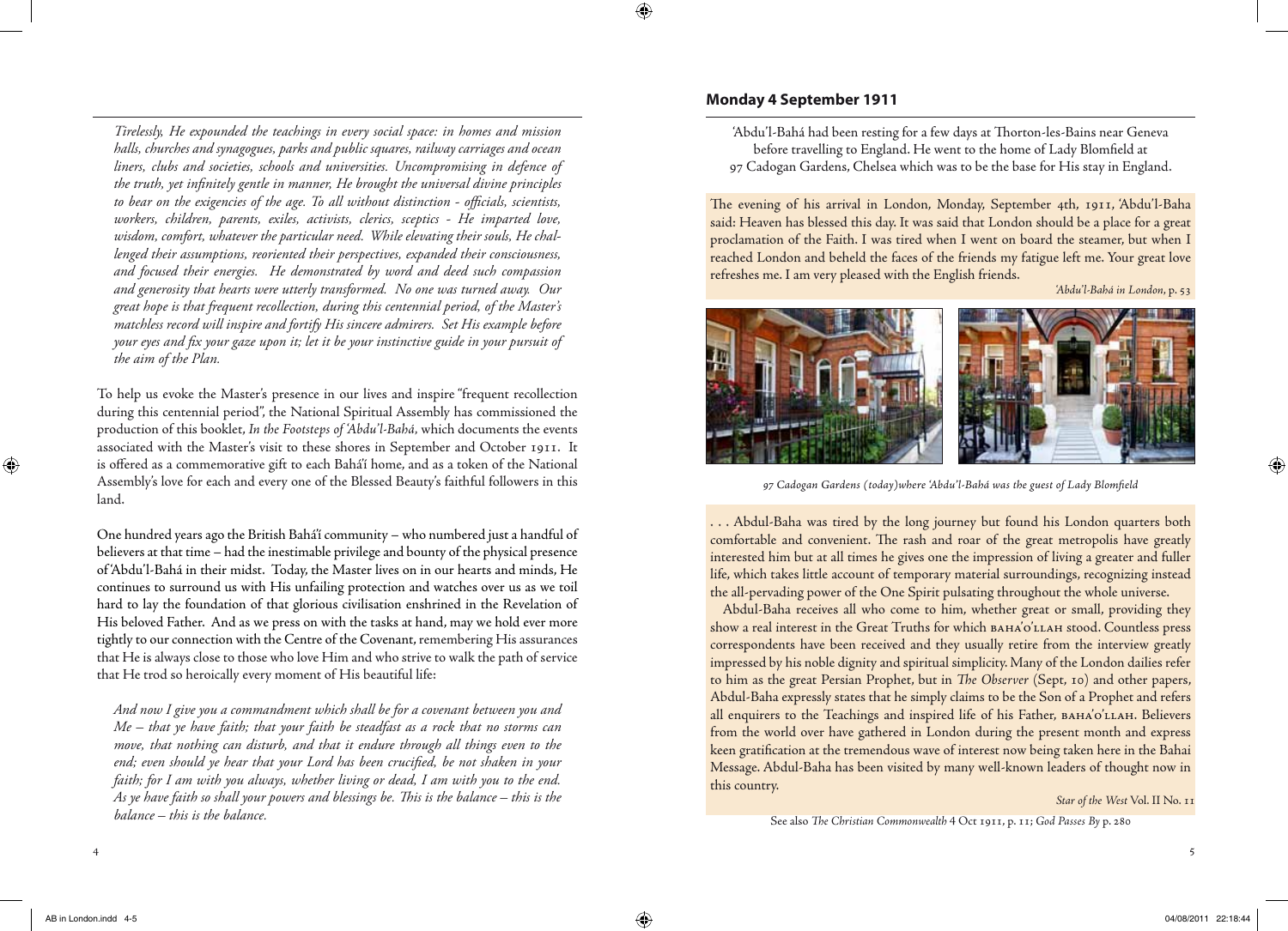*Tirelessly, He expounded the teachings in every social space: in homes and mission halls, churches and synagogues, parks and public squares, railway carriages and ocean liners, clubs and societies, schools and universities. Uncompromising in defence of the truth, yet infinitely gentle in manner, He brought the universal divine principles to bear on the exigencies of the age. To all without distinction - officials, scientists, workers, children, parents, exiles, activists, clerics, sceptics - He imparted love, wisdom, comfort, whatever the particular need. While elevating their souls, He challenged their assumptions, reoriented their perspectives, expanded their consciousness, and focused their energies. He demonstrated by word and deed such compassion and generosity that hearts were utterly transformed. No one was turned away. Our great hope is that frequent recollection, during this centennial period, of the Master's matchless record will inspire and fortify His sincere admirers. Set His example before your eyes and fix your gaze upon it; let it be your instinctive guide in your pursuit of the aim of the Plan.*

To help us evoke the Master's presence in our lives and inspire "frequent recollection during this centennial period", the National Spiritual Assembly has commissioned the production of this booklet, *In the Footsteps of 'Abdu'l-Bahá,* which documents the events associated with the Master's visit to these shores in September and October 1911. It is offered as a commemorative gift to each Bahá'í home, and as a token of the National Assembly's love for each and every one of the Blessed Beauty's faithful followers in this land.

One hundred years ago the British Bahá'í community – who numbered just a handful of believers at that time – had the inestimable privilege and bounty of the physical presence of 'Abdu'l-Bahá in their midst. Today, the Master lives on in our hearts and minds, He continues to surround us with His unfailing protection and watches over us as we toil hard to lay the foundation of that glorious civilisation enshrined in the Revelation of His beloved Father. And as we press on with the tasks at hand, may we hold ever more tightly to our connection with the Centre of the Covenant, remembering His assurances that He is always close to those who love Him and who strive to walk the path of service that He trod so heroically every moment of His beautiful life:

*And now I give you a commandment which shall be for a covenant between you and Me – that ye have faith; that your faith be steadfast as a rock that no storms can move, that nothing can disturb, and that it endure through all things even to the end; even should ye hear that your Lord has been crucified, be not shaken in your faith; for I am with you always, whether living or dead, I am with you to the end. As ye have faith so shall your powers and blessings be. This is the balance – this is the balance – this is the balance.*

## Monday 4 September 1911

'Abdu'l-Bahá had been resting for a few days at Thorton-les-Bains near Geneva before travelling to England. He went to the home of Lady Blomfield at 97 Cadogan Gardens, Chelsea which was to be the base for His stay in England.

The evening of his arrival in London, Monday, September 4th, 1911, 'Abdu'l-Baha said: Heaven has blessed this day. It was said that London should be a place for a great proclamation of the Faith. I was tired when I went on board the steamer, but when I reached London and beheld the faces of the friends my fatigue left me. Your great love refreshes me. I am very pleased with the English friends.

*'Abdu'l-Bahá in London*, p. 53

*97 Cadogan Gardens (today)where 'Abdu'l-Bahá was the guest of Lady Blomfield*

. . . Abdul-Baha was tired by the long journey but found his London quarters both comfortable and convenient. The rash and roar of the great metropolis have greatly interested him but at all times he gives one the impression of living a greater and fuller life, which takes little account of temporary material surroundings, recognizing instead the all-pervading power of the One Spirit pulsating throughout the whole universe.

Abdul-Baha receives all who come to him, whether great or small, providing they show a real interest in the Great Truths for which BAHA'O'LLAH stood. Countless press correspondents have been received and they usually retire from the interview greatly impressed by his noble dignity and spiritual simplicity. Many of the London dailies refer to him as the great Persian Prophet, but in *The Observer* (Sept, 10) and other papers, Abdul-Baha expressly states that he simply claims to be the Son of a Prophet and refers all enquirers to the Teachings and inspired life of his Father, BAHA'O'LLAH. Believers from the world over have gathered in London during the present month and express keen gratification at the tremendous wave of interest now being taken here in the Bahai Message. Abdul-Baha has been visited by many well-known leaders of thought now in this country.

*Star of the West* Vol. II No. 11

See also *The Christian Commonwealth* 4 Oct 1911, p. 11; *God Passes By* p. 280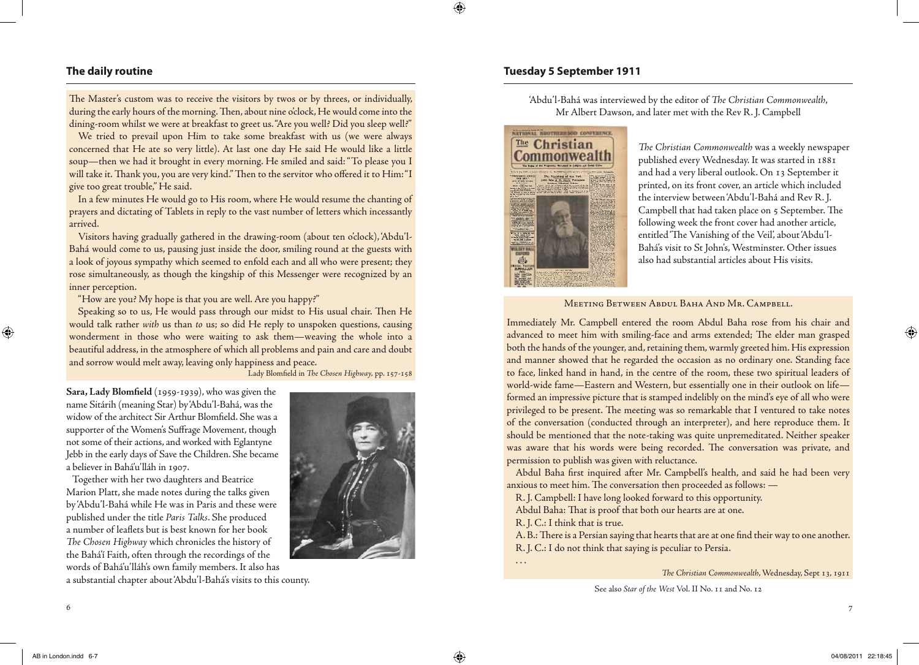## The daily routine

The Master's custom was to receive the visitors by twos or by threes, or individually, during the early hours of the morning. Then, about nine o'clock, He would come into the dining-room whilst we were at breakfast to greet us. "Are you well? Did you sleep well?"

We tried to prevail upon Him to take some breakfast with us (we were always concerned that He ate so very little). At last one day He said He would like a little soup—then we had it brought in every morning. He smiled and said: "To please you I will take it. Thank you, you are very kind." Then to the servitor who offered it to Him: "I give too great trouble," He said.

In a few minutes He would go to His room, where He would resume the chanting of prayers and dictating of Tablets in reply to the vast number of letters which incessantly arrived.

Visitors having gradually gathered in the drawing-room (about ten o'clock), 'Abdu'l-Bahá would come to us, pausing just inside the door, smiling round at the guests with a look of joyous sympathy which seemed to enfold each and all who were present; they rose simultaneously, as though the kingship of this Messenger were recognized by an inner perception.

"How are you? My hope is that you are well. Are you happy?"

Speaking so to us, He would pass through our midst to His usual chair. Then He would talk rather *with* us than *to* us; so did He reply to unspoken questions, causing wonderment in those who were waiting to ask them—weaving the whole into a beautiful address, in the atmosphere of which all problems and pain and care and doubt and sorrow would melt away, leaving only happiness and peace.

Lady Blomfield in *The Chosen Highway*, pp. 157-158

**Sara, Lady Blomfield** (1959-1939), who was given the name Sitárih (meaning Star) by 'Abdu'l-Bahá, was the widow of the architect Sir Arthur Blomfield. She was a supporter of the Women's Suffrage Movement, though not some of their actions, and worked with Eglantyne Jebb in the early days of Save the Children. She became a believer in Bahá'u'lláh in 1907.

Together with her two daughters and Beatrice Marion Platt, she made notes during the talks given by 'Abdu'l-Bahá while He was in Paris and these were published under the title *Paris Talks*. She produced a number of leaflets but is best known for her book *The Chosen Highway* which chronicles the history of the Bahá'í Faith, often through the recordings of the words of Bahá'u'lláh's own family members. It also has a substantial chapter about 'Abdu'l-Bahá's visits to this county.

## Tuesday 5 September 1911

'Abdu'l-Bahá was interviewed by the editor of *The Christian Commonwealth*, Mr Albert Dawson, and later met with the Rev R. J. Campbell

*The Christian Commonwealth* was a weekly newspaper published every Wednesday. It was started in 1881 and had a very liberal outlook. On 13 September it printed, on its front cover, an article which included the interview between 'Abdu'l-Bahá and Rev R. J. Campbell that had taken place on 5 September. The following week the front cover had another article, entitled 'The Vanishing of the Veil', about 'Abdu'l-Bahá's visit to St John's, Westminster. Other issues also had substantial articles about His visits.

Meeting Between Abdul Baha And Mr. Campbell.

Immediately Mr. Campbell entered the room Abdul Baha rose from his chair and advanced to meet him with smiling-face and arms extended; The elder man grasped both the hands of the younger, and, retaining them, warmly greeted him. His expression and manner showed that he regarded the occasion as no ordinary one. Standing face to face, linked hand in hand, in the centre of the room, these two spiritual leaders of world-wide fame—Eastern and Western, but essentially one in their outlook on life—formed an impressive picture that is stamped indelibly on the mind's eye of all who were privileged to be present. The meeting was so remarkable that I ventured to take notes of the conversation (conducted through an interpreter), and here reproduce them. It should be mentioned that the note-taking was quite unpremeditated. Neither speaker was aware that his words were being recorded. The conversation was private, and permission to publish was given with reluctance.

Abdul Baha first inquired after Mr. Campbell's health, and said he had been very anxious to meet him. The conversation then proceeded as follows: —

R. J. Campbell: I have long looked forward to this opportunity.

Abdul Baha: That is proof that both our hearts are at one.

R. J. C.: I think that is true.

A. B.: There is a Persian saying that hearts that are at one find their way to one another.

R. J. C.: I do not think that saying is peculiar to Persia.

. . .

*The Christian Commonwealth*, Wednesday, Sept 13, 1911

See also *Star of the West* Vol. II No. 11 and No. 12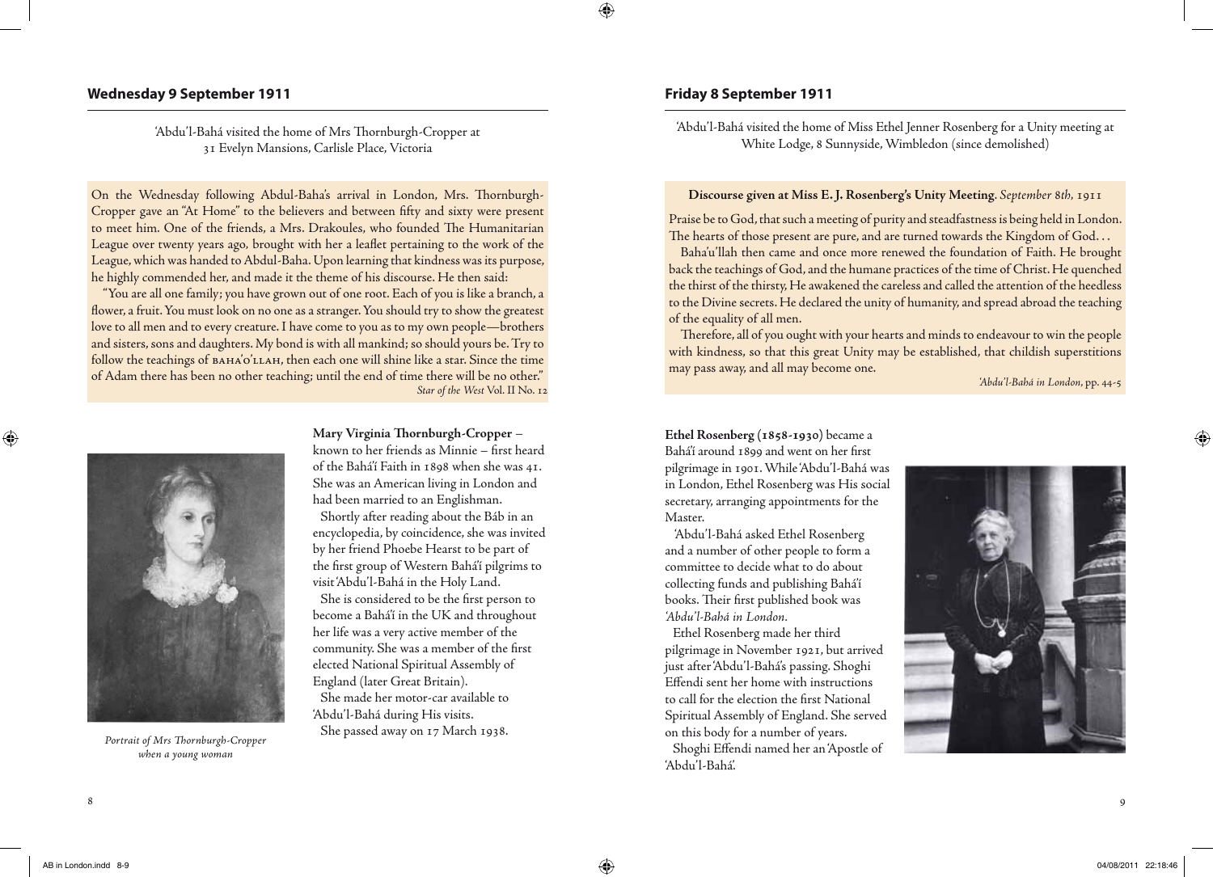## Wednesday 9 September 1911

'Abdu'l-Bahá visited the home of Mrs Thornburgh-Cropper at 31 Evelyn Mansions, Carlisle Place, Victoria

On the Wednesday following Abdul-Baha's arrival in London, Mrs. Thornburgh-Cropper gave an "At Home" to the believers and between fifty and sixty were present to meet him. One of the friends, a Mrs. Drakoules, who founded The Humanitarian League over twenty years ago, brought with her a leaflet pertaining to the work of the League, which was handed to Abdul-Baha. Upon learning that kindness was its purpose, he highly commended her, and made it the theme of his discourse. He then said:

"You are all one family; you have grown out of one root. Each of you is like a branch, a flower, a fruit. You must look on no one as a stranger. You should try to show the greatest love to all men and to every creature. I have come to you as to my own people—brothers and sisters, sons and daughters. My bond is with all mankind; so should yours be. Try to follow the teachings of BAHA'O'LLAH, then each one will shine like a star. Since the time of Adam there has been no other teaching; until the end of time there will be no other."

*Star of the West* Vol. II No. 12

*Portrait of Mrs Thornburgh-Cropper when a young woman*

**Mary Virginia Thornburgh-Cropper** – known to her friends as Minnie – first heard of the Bahá'í Faith in 1898 when she was 41. She was an American living in London and had been married to an Englishman.

Shortly after reading about the Báb in an encyclopedia, by coincidence, she was invited by her friend Phoebe Hearst to be part of the first group of Western Bahá'í pilgrims to visit 'Abdu'l-Bahá in the Holy Land.

She is considered to be the first person to become a Bahá'í in the UK and throughout her life was a very active member of the community. She was a member of the first elected National Spiritual Assembly of England (later Great Britain).

She made her motor-car available to 'Abdu'l-Bahá during His visits.

She passed away on 17 March 1938.

## Friday 8 September 1911

'Abdu'l-Bahá visited the home of Miss Ethel Jenner Rosenberg for a Unity meeting at White Lodge, 8 Sunnyside, Wimbledon (since demolished)

**Discourse given at Miss E. J. Rosenberg's Unity Meeting**. *September 8th*, 1911

Praise be to God, that such a meeting of purity and steadfastness is being held in London. The hearts of those present are pure, and are turned towards the Kingdom of God. . .

Baha'u'llah then came and once more renewed the foundation of Faith. He brought back the teachings of God, and the humane practices of the time of Christ. He quenched the thirst of the thirsty, He awakened the careless and called the attention of the heedless to the Divine secrets. He declared the unity of humanity, and spread abroad the teaching of the equality of all men.

Therefore, all of you ought with your hearts and minds to endeavour to win the people with kindness, so that this great Unity may be established, that childish superstitions may pass away, and all may become one.

*'Abdu'l-Bahá in London*, pp. 44-5

**Ethel Rosenberg (1858-1930)** became a Bahá'í around 1899 and went on her first pilgrimage in 1901. While 'Abdu'l-Bahá was in London, Ethel Rosenberg was His social secretary, arranging appointments for the Master.

'Abdu'l-Bahá asked Ethel Rosenberg and a number of other people to form a committee to decide what to do about collecting funds and publishing Bahá'í books. Their first published book was *'Abdu'l-Bahá in London*.

Ethel Rosenberg made her third pilgrimage in November 1921, but arrived just after 'Abdu'l-Bahá's passing. Shoghi Effendi sent her home with instructions to call for the election the first National Spiritual Assembly of England. She served on this body for a number of years.

Shoghi Effendi named her an 'Apostle of 'Abdu'l-Bahá'.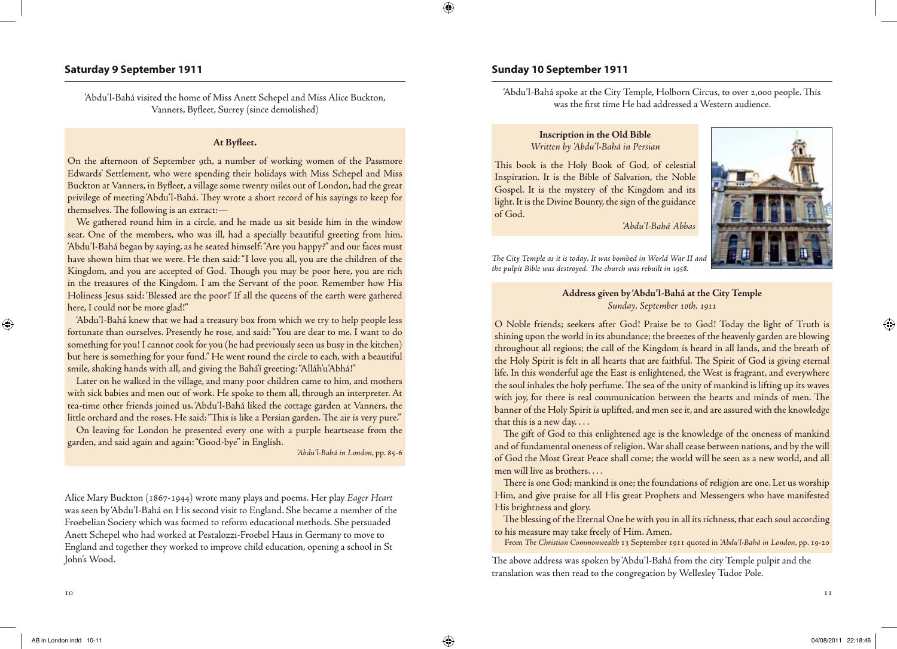## Saturday 9 September 1911

'Abdu'l-Bahá visited the home of Miss Anett Schepel and Miss Alice Buckton, Vanners, Byfleet, Surrey (since demolished)

**At Byfleet.**

On the afternoon of September 9th, a number of working women of the Passmore Edwards' Settlement, who were spending their holidays with Miss Schepel and Miss Buckton at Vanners, in Byfleet, a village some twenty miles out of London, had the great privilege of meeting 'Abdu'l-Bahá. They wrote a short record of his sayings to keep for themselves. The following is an extract:—

We gathered round him in a circle, and he made us sit beside him in the window seat. One of the members, who was ill, had a specially beautiful greeting from him. 'Abdu'l-Bahá began by saying, as he seated himself: "Are you happy?" and our faces must have shown him that we were. He then said: "I love you all, you are the children of the Kingdom, and you are accepted of God. Though you may be poor here, you are rich in the treasures of the Kingdom. I am the Servant of the poor. Remember how His Holiness Jesus said: 'Blessed are the poor!' If all the queens of the earth were gathered here, I could not be more glad!"

'Abdu'l-Bahá knew that we had a treasury box from which we try to help people less fortunate than ourselves. Presently he rose, and said: "You are dear to me. I want to do something for you! I cannot cook for you (he had previously seen us busy in the kitchen) but here is something for your fund." He went round the circle to each, with a beautiful smile, shaking hands with all, and giving the Bahá'í greeting: "Alláh'u'Abhá!"

Later on he walked in the village, and many poor children came to him, and mothers with sick babies and men out of work. He spoke to them all, through an interpreter. At tea-time other friends joined us. 'Abdu'l-Bahá liked the cottage garden at Vanners, the little orchard and the roses. He said: "This is like a Persian garden. The air is very pure."

On leaving for London he presented every one with a purple heartsease from the garden, and said again and again: "Good-bye" in English.

*'Abdu'l-Bahá in London*, pp. 85-6

Alice Mary Buckton (1867-1944) wrote many plays and poems. Her play *Eager Heart* was seen by 'Abdu'l-Bahá on His second visit to England. She became a member of the Froebelian Society which was formed to reform educational methods. She persuaded Anett Schepel who had worked at Pestalozzi-Froebel Haus in Germany to move to England and together they worked to improve child education, opening a school in St John's Wood.

## Sunday 10 September 1911

'Abdu'l-Bahá spoke at the City Temple, Holborn Circus, to over 2,000 people. This was the first time He had addressed a Western audience.

**Inscription in the Old Bible**
*Written by 'Abdu'l-Bahá in Persian*

This book is the Holy Book of God, of celestial Inspiration. It is the Bible of Salvation, the Noble Gospel. It is the mystery of the Kingdom and its light. It is the Divine Bounty, the sign of the guidance of God.

*'Abdu'l-Bahá 'Abbas*

*The City Temple as it is today. It was bombed in World War II and the pulpit Bible was destroyed. The church was rebuilt in 1958.*

**Address given by 'Abdu'l-Bahá at the City Temple**
*Sunday, September 10th, 1911*

O Noble friends; seekers after God! Praise be to God! Today the light of Truth is shining upon the world in its abundance; the breezes of the heavenly garden are blowing throughout all regions; the call of the Kingdom is heard in all lands, and the breath of the Holy Spirit is felt in all hearts that are faithful. The Spirit of God is giving eternal life. In this wonderful age the East is enlightened, the West is fragrant, and everywhere the soul inhales the holy perfume. The sea of the unity of mankind is lifting up its waves with joy, for there is real communication between the hearts and minds of men. The banner of the Holy Spirit is uplifted, and men see it, and are assured with the knowledge that this is a new day. . . .

The gift of God to this enlightened age is the knowledge of the oneness of mankind and of fundamental oneness of religion. War shall cease between nations, and by the will of God the Most Great Peace shall come; the world will be seen as a new world, and all men will live as brothers. . . .

There is one God; mankind is one; the foundations of religion are one. Let us worship Him, and give praise for all His great Prophets and Messengers who have manifested His brightness and glory.

The blessing of the Eternal One be with you in all its richness, that each soul according to his measure may take freely of Him. Amen.

From *The Christian Commonwealth* 13 September 1911 quoted in *'Abdu'l-Bahá in London*, pp. 19-20

The above address was spoken by 'Abdu'l-Bahá from the city Temple pulpit and the translation was then read to the congregation by Wellesley Tudor Pole.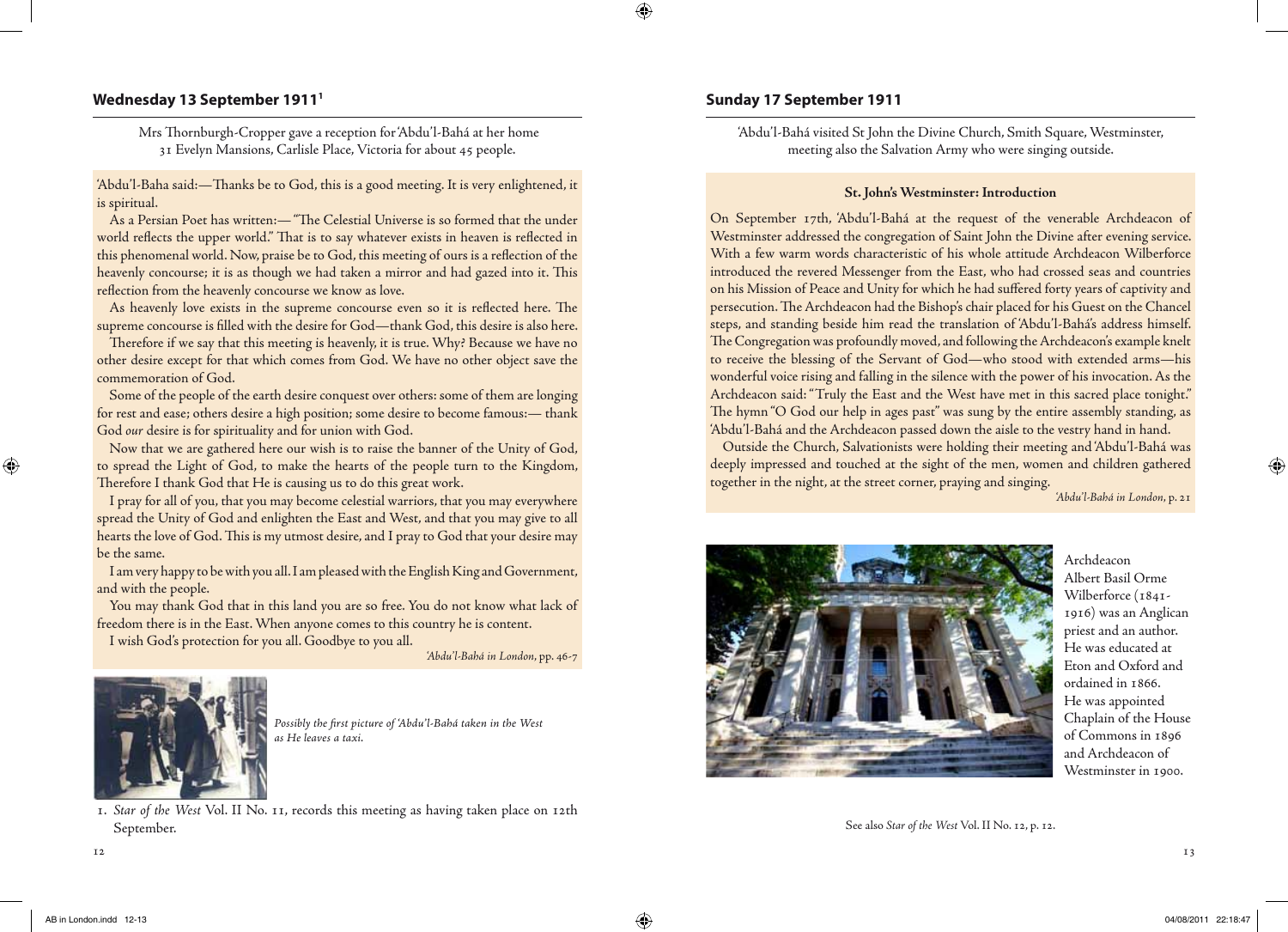## Wednesday 13 September 1911[1]

Mrs Thornburgh-Cropper gave a reception for 'Abdu'l-Bahá at her home 31 Evelyn Mansions, Carlisle Place, Victoria for about 45 people.

'Abdu'l-Baha said:—Thanks be to God, this is a good meeting. It is very enlightened, it is spiritual.

As a Persian Poet has written:— "The Celestial Universe is so formed that the under world reflects the upper world." That is to say whatever exists in heaven is reflected in this phenomenal world. Now, praise be to God, this meeting of ours is a reflection of the heavenly concourse; it is as though we had taken a mirror and had gazed into it. This reflection from the heavenly concourse we know as love.

As heavenly love exists in the supreme concourse even so it is reflected here. The supreme concourse is filled with the desire for God—thank God, this desire is also here.

Therefore if we say that this meeting is heavenly, it is true. Why? Because we have no other desire except for that which comes from God. We have no other object save the commemoration of God.

Some of the people of the earth desire conquest over others: some of them are longing for rest and ease; others desire a high position; some desire to become famous:— thank God *our* desire is for spirituality and for union with God.

Now that we are gathered here our wish is to raise the banner of the Unity of God, to spread the Light of God, to make the hearts of the people turn to the Kingdom, Therefore I thank God that He is causing us to do this great work.

I pray for all of you, that you may become celestial warriors, that you may everywhere spread the Unity of God and enlighten the East and West, and that you may give to all hearts the love of God. This is my utmost desire, and I pray to God that your desire may be the same.

I am very happy to be with you all. I am pleased with the English King and Government, and with the people.

You may thank God that in this land you are so free. You do not know what lack of freedom there is in the East. When anyone comes to this country he is content.

I wish God's protection for you all. Goodbye to you all.

*'Abdu'l-Bahá in London*, pp. 46-7

*Possibly the first picture of 'Abdu'l-Bahá taken in the West as He leaves a taxi.*

1. *Star of the West* Vol. II No. 11, records this meeting as having taken place on 12th September.

## Sunday 17 September 1911

'Abdu'l-Bahá visited St John the Divine Church, Smith Square, Westminster, meeting also the Salvation Army who were singing outside.

### St. John's Westminster: Introduction

On September 17th, 'Abdu'l-Bahá at the request of the venerable Archdeacon of Westminster addressed the congregation of Saint John the Divine after evening service. With a few warm words characteristic of his whole attitude Archdeacon Wilberforce introduced the revered Messenger from the East, who had crossed seas and countries on his Mission of Peace and Unity for which he had suffered forty years of captivity and persecution. The Archdeacon had the Bishop's chair placed for his Guest on the Chancel steps, and standing beside him read the translation of 'Abdu'l-Bahá's address himself. The Congregation was profoundly moved, and following the Archdeacon's example knelt to receive the blessing of the Servant of God—who stood with extended arms—his wonderful voice rising and falling in the silence with the power of his invocation. As the Archdeacon said: "Truly the East and the West have met in this sacred place tonight." The hymn "O God our help in ages past" was sung by the entire assembly standing, as 'Abdu'l-Bahá and the Archdeacon passed down the aisle to the vestry hand in hand.

Outside the Church, Salvationists were holding their meeting and 'Abdu'l-Bahá was deeply impressed and touched at the sight of the men, women and children gathered together in the night, at the street corner, praying and singing.

*'Abdu'l-Bahá in London*, p. 21

Archdeacon Albert Basil Orme Wilberforce (1841-1916) was an Anglican priest and an author. He was educated at Eton and Oxford and ordained in 1866. He was appointed Chaplain of the House of Commons in 1896 and Archdeacon of Westminster in 1900.

See also *Star of the West* Vol. II No. 12, p. 12.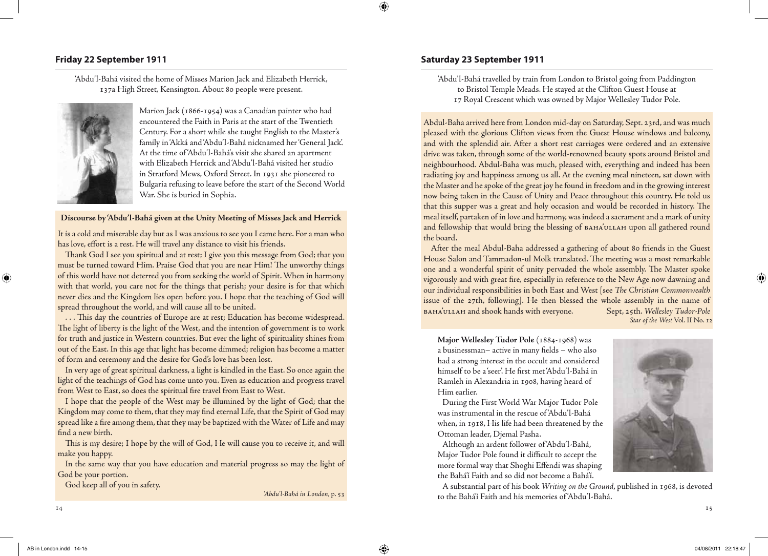## Friday 22 September 1911

'Abdu'l-Bahá visited the home of Misses Marion Jack and Elizabeth Herrick, 137a High Street, Kensington. About 80 people were present.

Marion Jack (1866-1954) was a Canadian painter who had encountered the Faith in Paris at the start of the Twentieth Century. For a short while she taught English to the Master's family in 'Akká and 'Abdu'l-Bahá nicknamed her 'General Jack'. At the time of 'Abdu'l-Bahá's visit she shared an apartment with Elizabeth Herrick and 'Abdu'l-Bahá visited her studio in Stratford Mews, Oxford Street. In 1931 she pioneered to Bulgaria refusing to leave before the start of the Second World War. She is buried in Sophia.

**Discourse by 'Abdu'l-Bahá given at the Unity Meeting of Misses Jack and Herrick**

It is a cold and miserable day but as I was anxious to see you I came here. For a man who has love, effort is a rest. He will travel any distance to visit his friends.

Thank God I see you spiritual and at rest; I give you this message from God; that you must be turned toward Him. Praise God that you are near Him! The unworthy things of this world have not deterred you from seeking the world of Spirit. When in harmony with that world, you care not for the things that perish; your desire is for that which never dies and the Kingdom lies open before you. I hope that the teaching of God will spread throughout the world, and will cause all to be united.

. . . This day the countries of Europe are at rest; Education has become widespread. The light of liberty is the light of the West, and the intention of government is to work for truth and justice in Western countries. But ever the light of spirituality shines from out of the East. In this age that light has become dimmed; religion has become a matter of form and ceremony and the desire for God's love has been lost.

In very age of great spiritual darkness, a light is kindled in the East. So once again the light of the teachings of God has come unto you. Even as education and progress travel from West to East, so does the spiritual fire travel from East to West.

I hope that the people of the West may be illumined by the light of God; that the Kingdom may come to them, that they may find eternal Life, that the Spirit of God may spread like a fire among them, that they may be baptized with the Water of Life and may find a new birth.

This is my desire; I hope by the will of God, He will cause you to receive it, and will make you happy.

In the same way that you have education and material progress so may the light of God be your portion.

God keep all of you in safety.

*'Abdu'l-Bahá in London*, p. 53

## Saturday 23 September 1911

'Abdu'l-Bahá travelled by train from London to Bristol going from Paddington to Bristol Temple Meads. He stayed at the Clifton Guest House at 17 Royal Crescent which was owned by Major Wellesley Tudor Pole.

Abdul-Baha arrived here from London mid-day on Saturday, Sept. 23rd, and was much pleased with the glorious Clifton views from the Guest House windows and balcony, and with the splendid air. After a short rest carriages were ordered and an extensive drive was taken, through some of the world-renowned beauty spots around Bristol and neighbourhood. Abdul-Baha was much, pleased with, everything and indeed has been radiating joy and happiness among us all. At the evening meal nineteen, sat down with the Master and he spoke of the great joy he found in freedom and in the growing interest now being taken in the Cause of Unity and Peace throughout this country. He told us that this supper was a great and holy occasion and would be recorded in history. The meal itself, partaken of in love and harmony, was indeed a sacrament and a mark of unity and fellowship that would bring the blessing of BAHA'ULLAH upon all gathered round the board.

After the meal Abdul-Baha addressed a gathering of about 80 friends in the Guest House Salon and Tammadon-ul Molk translated. The meeting was a most remarkable one and a wonderful spirit of unity pervaded the whole assembly. The Master spoke vigorously and with great fire, especially in reference to the New Age now dawning and our individual responsibilities in both East and West [see *The Christian Commonwealth* issue of the 27th, following]. He then blessed the whole assembly in the name of BAHA'ULLAH and shook hands with everyone. Sept, 25th. *Wellesley Tudor-Pole*

*Star of the West* Vol. II No. 12

**Major Wellesley Tudor Pole** (1884-1968) was a businessman– active in many fields – who also had a strong interest in the occult and considered himself to be a 'seer'. He first met 'Abdu'l-Bahá in Ramleh in Alexandria in 1908, having heard of Him earlier.

During the First World War Major Tudor Pole was instrumental in the rescue of 'Abdu'l-Bahá when, in 1918, His life had been threatened by the Ottoman leader, Djemal Pasha.

Although an ardent follower of 'Abdu'l-Bahá, Major Tudor Pole found it difficult to accept the more formal way that Shoghi Effendi was shaping the Bahá'í Faith and so did not become a Bahá'í.

A substantial part of his book *Writing on the Ground*, published in 1968, is devoted to the Bahá'í Faith and his memories of 'Abdu'l-Bahá.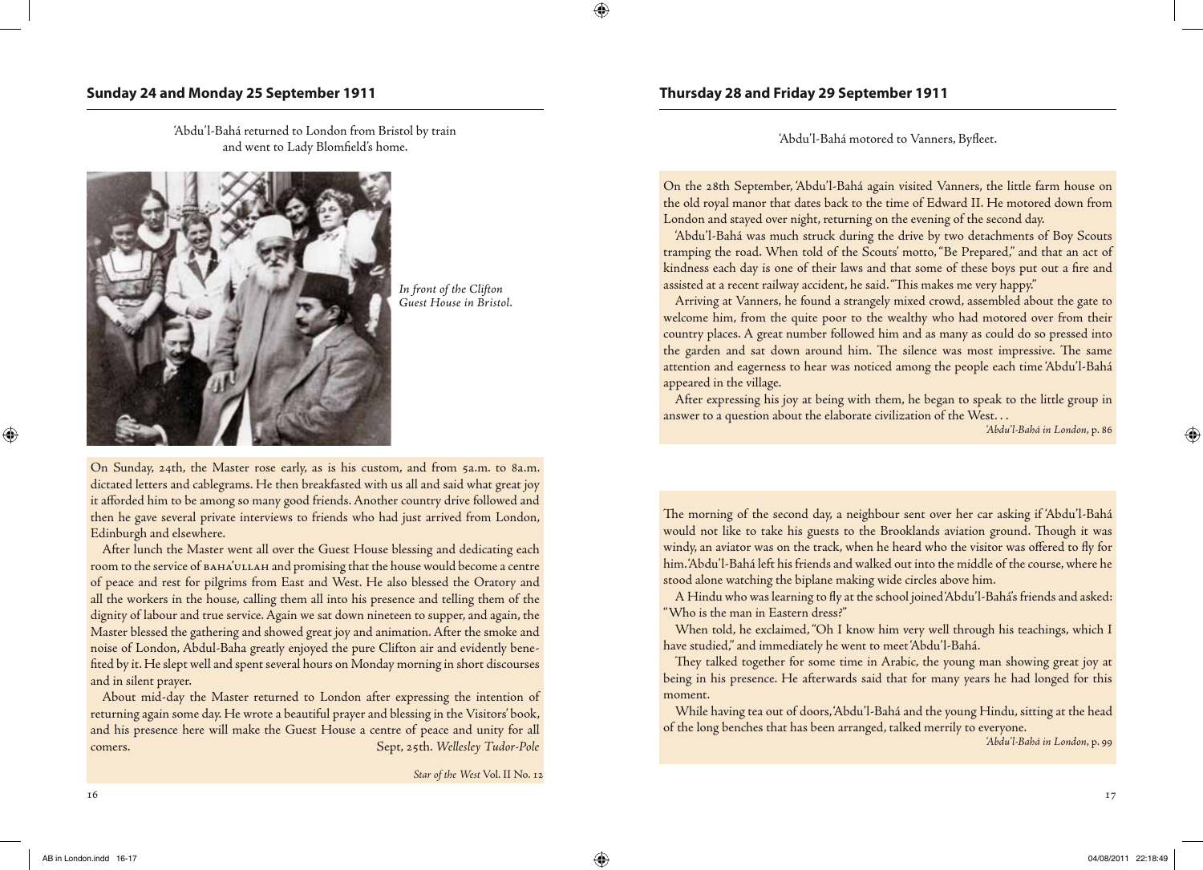## Sunday 24 and Monday 25 September 1911

'Abdu'l-Bahá returned to London from Bristol by train and went to Lady Blomfield's home.

*In front of the Clifton Guest House in Bristol.*

On Sunday, 24th, the Master rose early, as is his custom, and from 5a.m. to 8a.m. dictated letters and cablegrams. He then breakfasted with us all and said what great joy it afforded him to be among so many good friends. Another country drive followed and then he gave several private interviews to friends who had just arrived from London, Edinburgh and elsewhere.

After lunch the Master went all over the Guest House blessing and dedicating each room to the service of BAHA'ULLAH and promising that the house would become a centre of peace and rest for pilgrims from East and West. He also blessed the Oratory and all the workers in the house, calling them all into his presence and telling them of the dignity of labour and true service. Again we sat down nineteen to supper, and again, the Master blessed the gathering and showed great joy and animation. After the smoke and noise of London, Abdul-Baha greatly enjoyed the pure Clifton air and evidently benefited by it. He slept well and spent several hours on Monday morning in short discourses and in silent prayer.

About mid-day the Master returned to London after expressing the intention of returning again some day. He wrote a beautiful prayer and blessing in the Visitors' book, and his presence here will make the Guest House a centre of peace and unity for all comers. Sept, 25th. *Wellesley Tudor-Pole*

*Star of the West* Vol. II No. 12

## Thursday 28 and Friday 29 September 1911

'Abdu'l-Bahá motored to Vanners, Byfleet.

On the 28th September, 'Abdu'l-Bahá again visited Vanners, the little farm house on the old royal manor that dates back to the time of Edward II. He motored down from London and stayed over night, returning on the evening of the second day.

'Abdu'l-Bahá was much struck during the drive by two detachments of Boy Scouts tramping the road. When told of the Scouts' motto, "Be Prepared," and that an act of kindness each day is one of their laws and that some of these boys put out a fire and assisted at a recent railway accident, he said. "This makes me very happy."

Arriving at Vanners, he found a strangely mixed crowd, assembled about the gate to welcome him, from the quite poor to the wealthy who had motored over from their country places. A great number followed him and as many as could do so pressed into the garden and sat down around him. The silence was most impressive. The same attention and eagerness to hear was noticed among the people each time 'Abdu'l-Bahá appeared in the village.

After expressing his joy at being with them, he began to speak to the little group in answer to a question about the elaborate civilization of the West. . .

*'Abdu'l-Bahá in London*, p. 86

The morning of the second day, a neighbour sent over her car asking if 'Abdu'l-Bahá would not like to take his guests to the Brooklands aviation ground. Though it was windy, an aviator was on the track, when he heard who the visitor was offered to fly for him. 'Abdu'l-Bahá left his friends and walked out into the middle of the course, where he stood alone watching the biplane making wide circles above him.

A Hindu who was learning to fly at the school joined 'Abdu'l-Bahá's friends and asked: "Who is the man in Eastern dress?"

When told, he exclaimed, "Oh I know him very well through his teachings, which I have studied," and immediately he went to meet 'Abdu'l-Bahá.

They talked together for some time in Arabic, the young man showing great joy at being in his presence. He afterwards said that for many years he had longed for this moment.

While having tea out of doors, 'Abdu'l-Bahá and the young Hindu, sitting at the head of the long benches that has been arranged, talked merrily to everyone.

*'Abdu'l-Bahá in London*, p. 99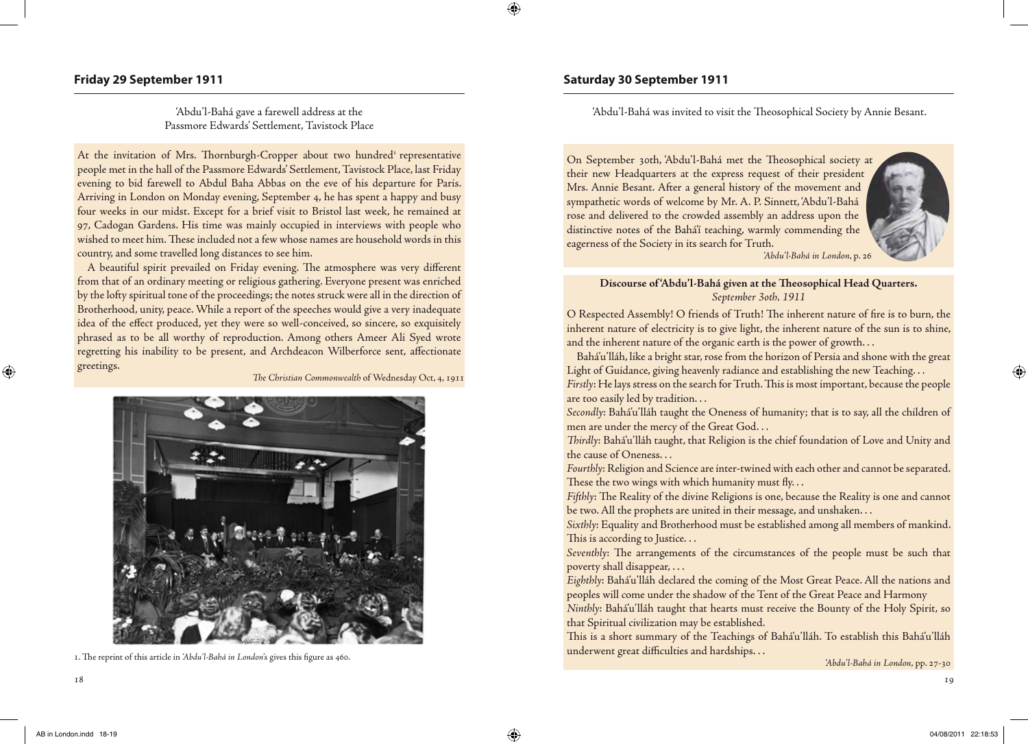## Friday 29 September 1911

'Abdu'l-Bahá gave a farewell address at the Passmore Edwards' Settlement, Tavistock Place

At the invitation of Mrs. Thornburgh-Cropper about two hundred[1] representative people met in the hall of the Passmore Edwards' Settlement, Tavistock Place, last Friday evening to bid farewell to Abdul Baha Abbas on the eve of his departure for Paris. Arriving in London on Monday evening, September 4, he has spent a happy and busy four weeks in our midst. Except for a brief visit to Bristol last week, he remained at 97, Cadogan Gardens. His time was mainly occupied in interviews with people who wished to meet him. These included not a few whose names are household words in this country, and some travelled long distances to see him.

A beautiful spirit prevailed on Friday evening. The atmosphere was very different from that of an ordinary meeting or religious gathering. Everyone present was enriched by the lofty spiritual tone of the proceedings; the notes struck were all in the direction of Brotherhood, unity, peace. While a report of the speeches would give a very inadequate idea of the effect produced, yet they were so well-conceived, so sincere, so exquisitely phrased as to be all worthy of reproduction. Among others Ameer Ali Syed wrote regretting his inability to be present, and Archdeacon Wilberforce sent, affectionate greetings.

*The Christian Commonwealth* of Wednesday Oct, 4, 1911

1. The reprint of this article in *'Abdu'l-Bahá in London*'s gives this figure as 460.

## Saturday 30 September 1911

'Abdu'l-Bahá was invited to visit the Theosophical Society by Annie Besant.

On September 30th, 'Abdu'l-Bahá met the Theosophical society at their new Headquarters at the express request of their president Mrs. Annie Besant. After a general history of the movement and sympathetic words of welcome by Mr. A. P. Sinnett, 'Abdu'l-Bahá rose and delivered to the crowded assembly an address upon the distinctive notes of the Bahá'í teaching, warmly commending the eagerness of the Society in its search for Truth.

*'Abdu'l-Bahá in London*, p. 26

**Discourse of 'Abdu'l-Bahá given at the Theosophical Head Quarters.**
*September 30th, 1911*

O Respected Assembly! O friends of Truth! The inherent nature of fire is to burn, the inherent nature of electricity is to give light, the inherent nature of the sun is to shine, and the inherent nature of the organic earth is the power of growth. . .

Bahá'u'lláh, like a bright star, rose from the horizon of Persia and shone with the great Light of Guidance, giving heavenly radiance and establishing the new Teaching. . .

*Firstly*: He lays stress on the search for Truth. This is most important, because the people are too easily led by tradition. . .

*Secondly*: Bahá'u'lláh taught the Oneness of humanity; that is to say, all the children of men are under the mercy of the Great God. . .

*Thirdly*: Bahá'u'lláh taught, that Religion is the chief foundation of Love and Unity and the cause of Oneness. . .

*Fourthly*: Religion and Science are inter-twined with each other and cannot be separated. These the two wings with which humanity must fly. . .

*Fifthly*: The Reality of the divine Religions is one, because the Reality is one and cannot be two. All the prophets are united in their message, and unshaken. . .

*Sixthly*: Equality and Brotherhood must be established among all members of mankind. This is according to Justice. . .

*Seventhly*: The arrangements of the circumstances of the people must be such that poverty shall disappear, . . .

*Eighthly*: Bahá'u'lláh declared the coming of the Most Great Peace. All the nations and peoples will come under the shadow of the Tent of the Great Peace and Harmony

*Ninthly*: Bahá'u'lláh taught that hearts must receive the Bounty of the Holy Spirit, so that Spiritual civilization may be established.

This is a short summary of the Teachings of Bahá'u'lláh. To establish this Bahá'u'lláh underwent great difficulties and hardships. . .

*'Abdu'l-Bahá in London*, pp. 27-30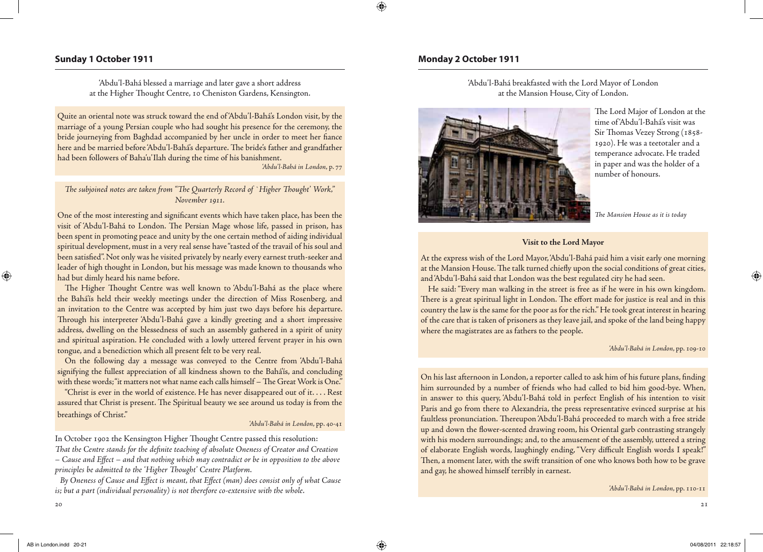## Sunday 1 October 1911

'Abdu'l-Bahá blessed a marriage and later gave a short address at the Higher Thought Centre, 10 Cheniston Gardens, Kensington.

Quite an oriental note was struck toward the end of 'Abdu'l-Bahá's London visit, by the marriage of a young Persian couple who had sought his presence for the ceremony, the bride journeying from Baghdad accompanied by her uncle in order to meet her fiance here and be married before 'Abdu'l-Bahá's departure. The bride's father and grandfather had been followers of Baha'u'llah during the time of his banishment.

*'Abdu'l-Bahá in London*, p. 77

*The subjoined notes are taken from "The Quarterly Record of 'Higher Thought' Work," November 1911.*

One of the most interesting and significant events which have taken place, has been the visit of 'Abdu'l-Bahá to London. The Persian Mage whose life, passed in prison, has been spent in promoting peace and unity by the one certain method of aiding individual spiritual development, must in a very real sense have "tasted of the travail of his soul and been satisfied". Not only was he visited privately by nearly every earnest truth-seeker and leader of high thought in London, but his message was made known to thousands who had but dimly heard his name before.

The Higher Thought Centre was well known to 'Abdu'l-Bahá as the place where the Bahá'ís held their weekly meetings under the direction of Miss Rosenberg, and an invitation to the Centre was accepted by him just two days before his departure. Through his interpreter 'Abdu'l-Bahá gave a kindly greeting and a short impressive address, dwelling on the blessedness of such an assembly gathered in a spirit of unity and spiritual aspiration. He concluded with a lowly uttered fervent prayer in his own tongue, and a benediction which all present felt to be very real.

On the following day a message was conveyed to the Centre from 'Abdu'l-Bahá signifying the fullest appreciation of all kindness shown to the Bahá'ís, and concluding with these words; "it matters not what name each calls himself – The Great Work is One."

"Christ is ever in the world of existence. He has never disappeared out of it. . . . Rest assured that Christ is present. The Spiritual beauty we see around us today is from the breathings of Christ."

*'Abdu'l-Bahá in London*, pp. 40-41

In October 1902 the Kensington Higher Thought Centre passed this resolution:
*That the Centre stands for the definite teaching of absolute Oneness of Creator and Creation – Cause and Effect – and that nothing which may contradict or be in opposition to the above principles be admitted to the 'Higher Thought' Centre Platform.*

*By Oneness of Cause and Effect is meant, that Effect (man) does consist only of what Cause is; but a part (individual personality) is not therefore co-extensive with the whole.*

## Monday 2 October 1911

'Abdu'l-Bahá breakfasted with the Lord Mayor of London at the Mansion House, City of London.

*The Mansion House as it is today*

The Lord Major of London at the time of 'Abdu'l-Bahá's visit was Sir Thomas Vezey Strong (1858-1920). He was a teetotaler and a temperance advocate. He traded in paper and was the holder of a number of honours.

**Visit to the Lord Mayor**

At the express wish of the Lord Mayor, 'Abdu'l-Bahá paid him a visit early one morning at the Mansion House. The talk turned chiefly upon the social conditions of great cities, and 'Abdu'l-Bahá said that London was the best regulated city he had seen.

He said: "Every man walking in the street is free as if he were in his own kingdom. There is a great spiritual light in London. The effort made for justice is real and in this country the law is the same for the poor as for the rich." He took great interest in hearing of the care that is taken of prisoners as they leave jail, and spoke of the land being happy where the magistrates are as fathers to the people.

*'Abdu'l-Bahá in London*, pp. 109-10

On his last afternoon in London, a reporter called to ask him of his future plans, finding him surrounded by a number of friends who had called to bid him good-bye. When, in answer to this query, 'Abdu'l-Bahá told in perfect English of his intention to visit Paris and go from there to Alexandria, the press representative evinced surprise at his faultless pronunciation. Thereupon 'Abdu'l-Bahá proceeded to march with a free stride up and down the flower-scented drawing room, his Oriental garb contrasting strangely with his modern surroundings; and, to the amusement of the assembly, uttered a string of elaborate English words, laughingly ending, "Very difficult English words I speak!" Then, a moment later, with the swift transition of one who knows both how to be grave and gay, he showed himself terribly in earnest.

*'Abdu'l-Bahá in London*, pp. 110-11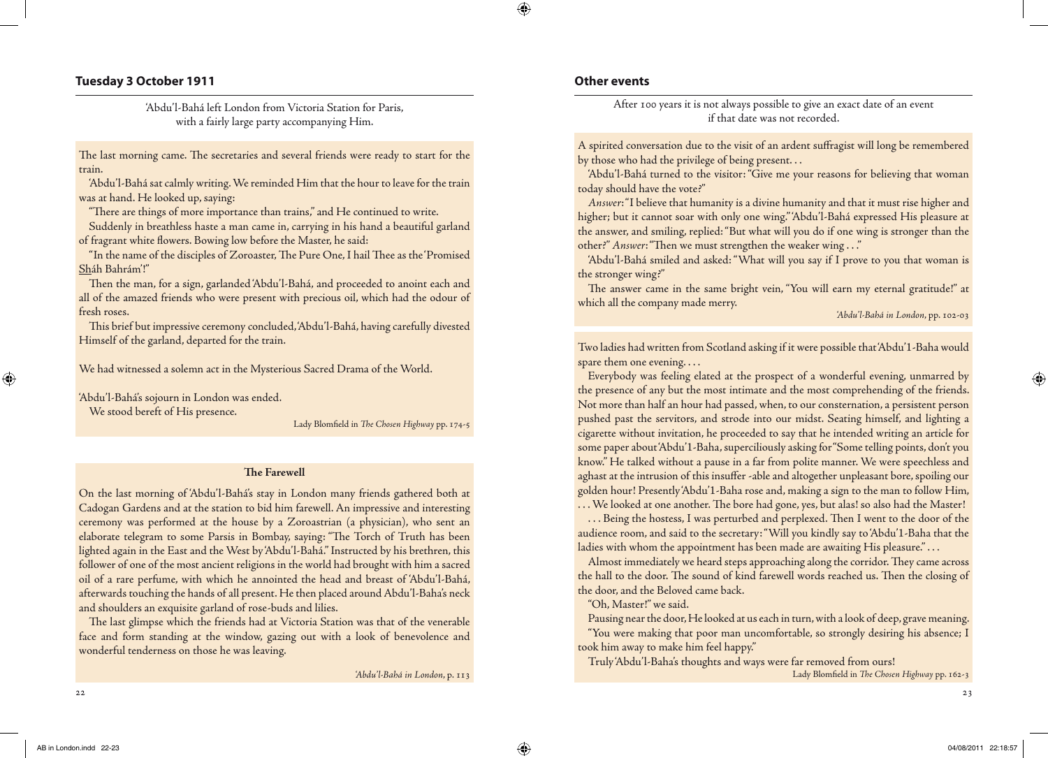## Tuesday 3 October 1911

'Abdu'l-Bahá left London from Victoria Station for Paris, with a fairly large party accompanying Him.

The last morning came. The secretaries and several friends were ready to start for the train.

'Abdu'l-Bahá sat calmly writing. We reminded Him that the hour to leave for the train was at hand. He looked up, saying:

"There are things of more importance than trains," and He continued to write.

Suddenly in breathless haste a man came in, carrying in his hand a beautiful garland of fragrant white flowers. Bowing low before the Master, he said:

"In the name of the disciples of Zoroaster, The Pure One, I hail Thee as the 'Promised Sháh Bahrám'!"

Then the man, for a sign, garlanded 'Abdu'l-Bahá, and proceeded to anoint each and all of the amazed friends who were present with precious oil, which had the odour of fresh roses.

This brief but impressive ceremony concluded, 'Abdu'l-Bahá, having carefully divested Himself of the garland, departed for the train.

We had witnessed a solemn act in the Mysterious Sacred Drama of the World.

'Abdu'l-Bahá's sojourn in London was ended.

We stood bereft of His presence.

Lady Blomfield in *The Chosen Highway* pp. 174-5

### The Farewell

On the last morning of 'Abdu'l-Bahá's stay in London many friends gathered both at Cadogan Gardens and at the station to bid him farewell. An impressive and interesting ceremony was performed at the house by a Zoroastrian (a physician), who sent an elaborate telegram to some Parsis in Bombay, saying: "The Torch of Truth has been lighted again in the East and the West by 'Abdu'l-Bahá." Instructed by his brethren, this follower of one of the most ancient religions in the world had brought with him a sacred oil of a rare perfume, with which he annointed the head and breast of 'Abdu'l-Bahá, afterwards touching the hands of all present. He then placed around Abdu'l-Baha's neck and shoulders an exquisite garland of rose-buds and lilies.

The last glimpse which the friends had at Victoria Station was that of the venerable face and form standing at the window, gazing out with a look of benevolence and wonderful tenderness on those he was leaving.

*'Abdu'l-Bahá in London*, p. 113

## Other events

After 100 years it is not always possible to give an exact date of an event if that date was not recorded.

A spirited conversation due to the visit of an ardent suffragist will long be remembered by those who had the privilege of being present. . .

'Abdu'l-Bahá turned to the visitor: "Give me your reasons for believing that woman today should have the vote?"

*Answer*: "I believe that humanity is a divine humanity and that it must rise higher and higher; but it cannot soar with only one wing." 'Abdu'l-Bahá expressed His pleasure at the answer, and smiling, replied: "But what will you do if one wing is stronger than the other?" *Answer*: "Then we must strengthen the weaker wing . . ."

'Abdu'l-Bahá smiled and asked: "What will you say if I prove to you that woman is the stronger wing?"

The answer came in the same bright vein, "You will earn my eternal gratitude!" at which all the company made merry.

*'Abdu'l-Bahá in London*, pp. 102-03

Two ladies had written from Scotland asking if it were possible that 'Abdu'1-Baha would spare them one evening. . . .

Everybody was feeling elated at the prospect of a wonderful evening, unmarred by the presence of any but the most intimate and the most comprehending of the friends. Not more than half an hour had passed, when, to our consternation, a persistent person pushed past the servitors, and strode into our midst. Seating himself, and lighting a cigarette without invitation, he proceeded to say that he intended writing an article for some paper about 'Abdu'1-Baha, superciliously asking for "Some telling points, don't you know." He talked without a pause in a far from polite manner. We were speechless and aghast at the intrusion of this insuffer -able and altogether unpleasant bore, spoiling our golden hour! Presently 'Abdu'1-Baha rose and, making a sign to the man to follow Him, . . . We looked at one another. The bore had gone, yes, but alas! so also had the Master!

. . . Being the hostess, I was perturbed and perplexed. Then I went to the door of the audience room, and said to the secretary: "Will you kindly say to 'Abdu'1-Baha that the ladies with whom the appointment has been made are awaiting His pleasure." . . .

Almost immediately we heard steps approaching along the corridor. They came across the hall to the door. The sound of kind farewell words reached us. Then the closing of the door, and the Beloved came back.

"Oh, Master!" we said.

Pausing near the door, He looked at us each in turn, with a look of deep, grave meaning.

"You were making that poor man uncomfortable, so strongly desiring his absence; I took him away to make him feel happy."

Truly 'Abdu'1-Baha's thoughts and ways were far removed from ours!

Lady Blomfield in *The Chosen Highway* pp. 162-3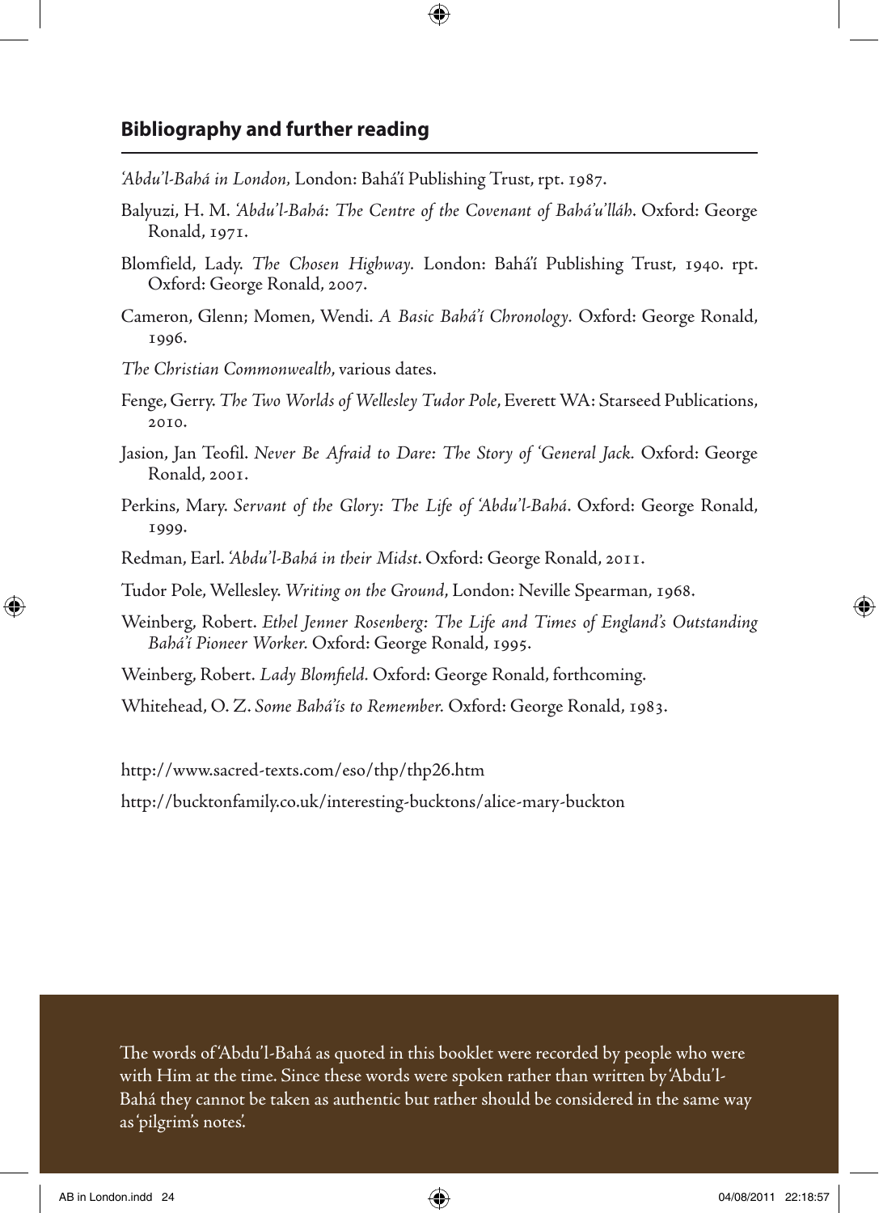## Bibliography and further reading

*'Abdu'l-Bahá in London*, London: Bahá'í Publishing Trust, rpt. 1987.

Balyuzi, H. M. *'Abdu'l-Bahá: The Centre of the Covenant of Bahá'u'lláh*. Oxford: George Ronald, 1971.

Blomfield, Lady. *The Chosen Highway*. London: Bahá'í Publishing Trust, 1940. rpt. Oxford: George Ronald, 2007.

Cameron, Glenn; Momen, Wendi. *A Basic Bahá'í Chronology*. Oxford: George Ronald, 1996.

*The Christian Commonwealth*, various dates.

Fenge, Gerry. *The Two Worlds of Wellesley Tudor Pole*, Everett WA: Starseed Publications, 2010.

Jasion, Jan Teofil. *Never Be Afraid to Dare: The Story of 'General Jack*. Oxford: George Ronald, 2001.

Perkins, Mary. *Servant of the Glory: The Life of 'Abdu'l-Bahá*. Oxford: George Ronald, 1999.

Redman, Earl. *'Abdu'l-Bahá in their Midst*. Oxford: George Ronald, 2011.

Tudor Pole, Wellesley. *Writing on the Ground*, London: Neville Spearman, 1968.

Weinberg, Robert. *Ethel Jenner Rosenberg: The Life and Times of England's Outstanding Bahá'í Pioneer Worker*. Oxford: George Ronald, 1995.

Weinberg, Robert. *Lady Blomfield*. Oxford: George Ronald, forthcoming.

Whitehead, O. Z. *Some Bahá'ís to Remember*. Oxford: George Ronald, 1983.

http://www.sacred-texts.com/eso/thp/thp26.htm

http://bucktonfamily.co.uk/interesting-bucktons/alice-mary-buckton

The words of 'Abdu'l-Bahá as quoted in this booklet were recorded by people who were with Him at the time. Since these words were spoken rather than written by 'Abdu'l-Bahá they cannot be taken as authentic but rather should be considered in the same way as 'pilgrim's notes'.